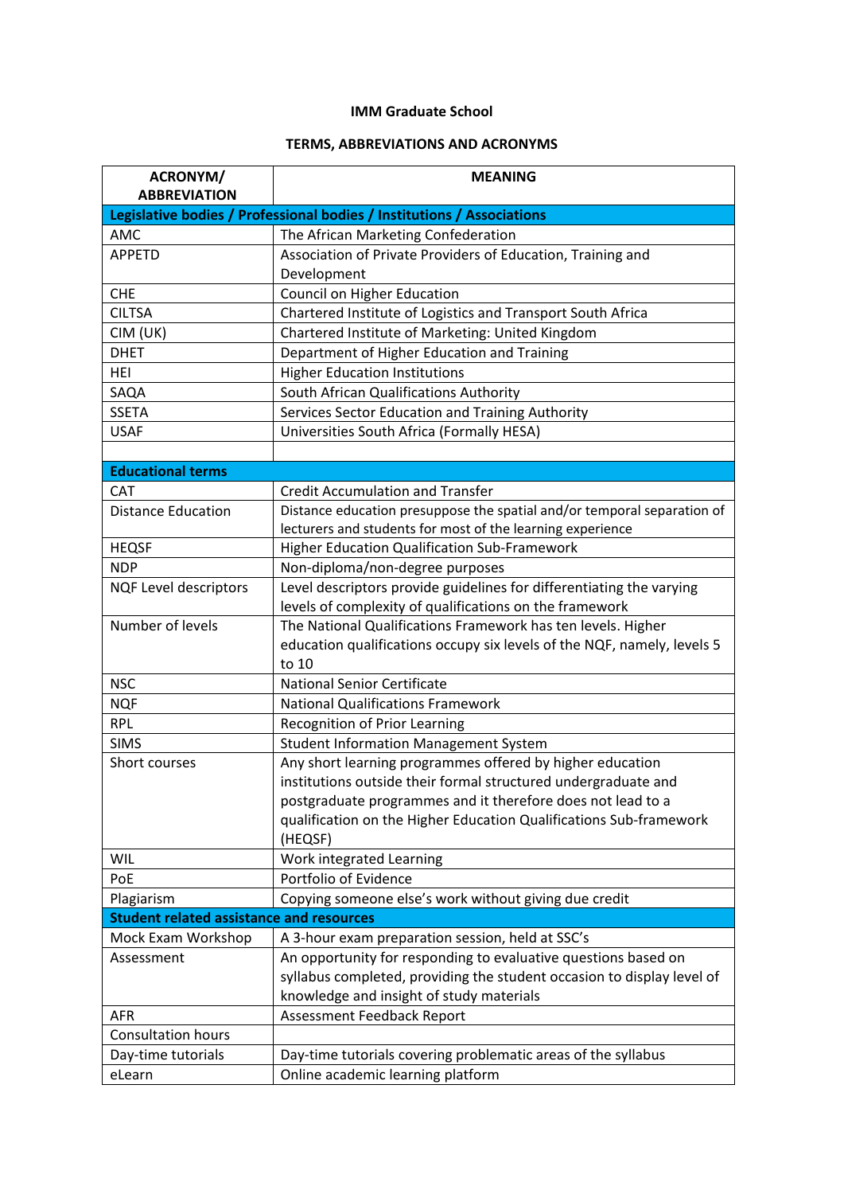**IMM Graduate School**

**TERMS, ABBREVIATIONS AND ACRONYMS**

| ACRONYM/ ABBREVIATION | MEANING |
|---|---|
| **Legislative bodies / Professional bodies / Institutions / Associations** | |
| AMC | The African Marketing Confederation |
| APPETD | Association of Private Providers of Education, Training and Development |
| CHE | Council on Higher Education |
| CILTSA | Chartered Institute of Logistics and Transport South Africa |
| CIM (UK) | Chartered Institute of Marketing: United Kingdom |
| DHET | Department of Higher Education and Training |
| HEI | Higher Education Institutions |
| SAQA | South African Qualifications Authority |
| SSETA | Services Sector Education and Training Authority |
| USAF | Universities South Africa (Formally HESA) |
| | |
| **Educational terms** | |
| CAT | Credit Accumulation and Transfer |
| Distance Education | Distance education presuppose the spatial and/or temporal separation of lecturers and students for most of the learning experience |
| HEQSF | Higher Education Qualification Sub-Framework |
| NDP | Non-diploma/non-degree purposes |
| NQF Level descriptors | Level descriptors provide guidelines for differentiating the varying levels of complexity of qualifications on the framework |
| Number of levels | The National Qualifications Framework has ten levels. Higher education qualifications occupy six levels of the NQF, namely, levels 5 to 10 |
| NSC | National Senior Certificate |
| NQF | National Qualifications Framework |
| RPL | Recognition of Prior Learning |
| SIMS | Student Information Management System |
| Short courses | Any short learning programmes offered by higher education institutions outside their formal structured undergraduate and postgraduate programmes and it therefore does not lead to a qualification on the Higher Education Qualifications Sub-framework (HEQSF) |
| WIL | Work integrated Learning |
| PoE | Portfolio of Evidence |
| Plagiarism | Copying someone else's work without giving due credit |
| **Student related assistance and resources** | |
| Mock Exam Workshop | A 3-hour exam preparation session, held at SSC's |
| Assessment | An opportunity for responding to evaluative questions based on syllabus completed, providing the student occasion to display level of knowledge and insight of study materials |
| AFR | Assessment Feedback Report |
| Consultation hours | |
| Day-time tutorials | Day-time tutorials covering problematic areas of the syllabus |
| eLearn | Online academic learning platform |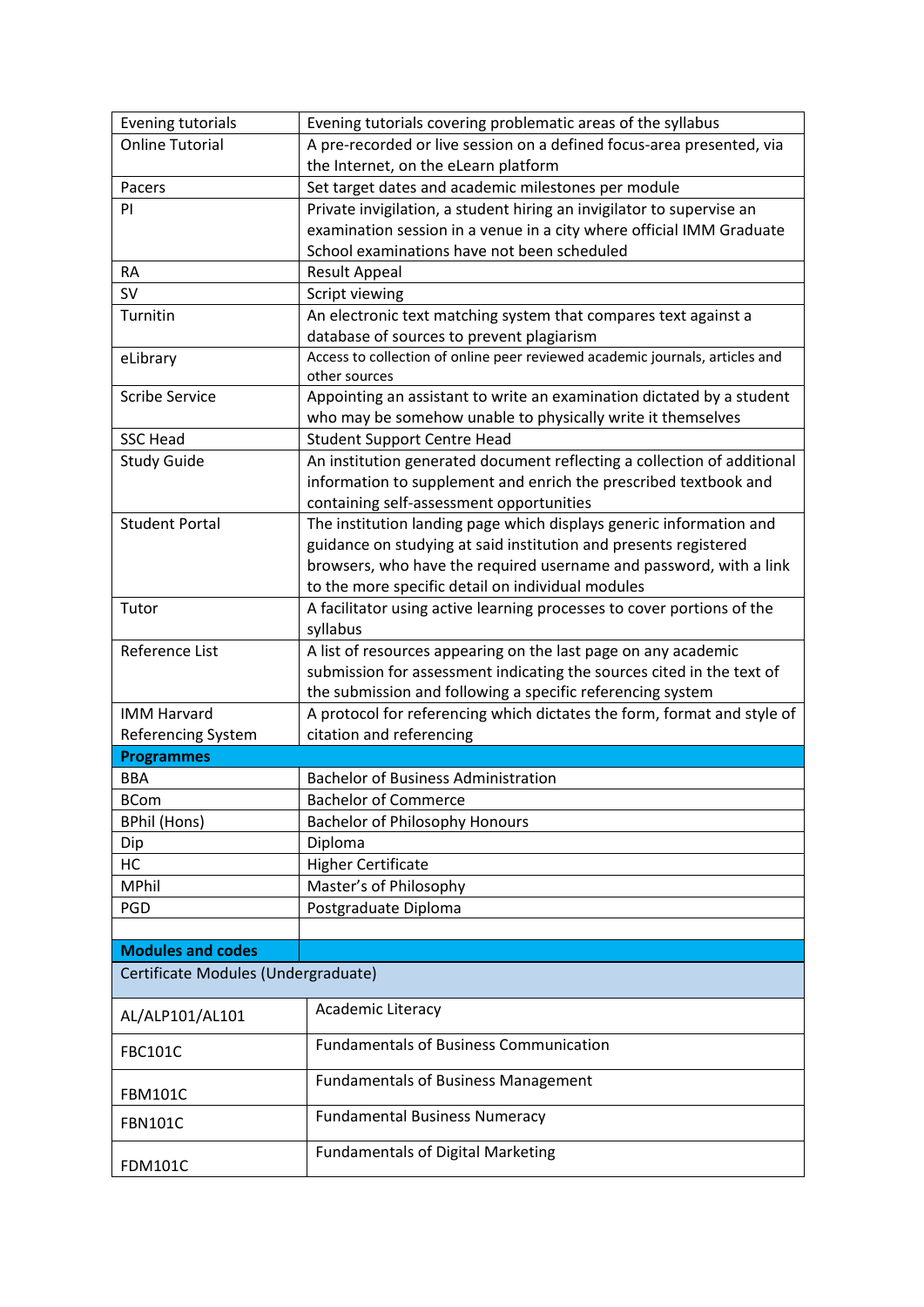| | |
|---|---|
| Evening tutorials | Evening tutorials covering problematic areas of the syllabus |
| Online Tutorial | A pre-recorded or live session on a defined focus-area presented, via the Internet, on the eLearn platform |
| Pacers | Set target dates and academic milestones per module |
| PI | Private invigilation, a student hiring an invigilator to supervise an examination session in a venue in a city where official IMM Graduate School examinations have not been scheduled |
| RA | Result Appeal |
| SV | Script viewing |
| Turnitin | An electronic text matching system that compares text against a database of sources to prevent plagiarism |
| eLibrary | Access to collection of online peer reviewed academic journals, articles and other sources |
| Scribe Service | Appointing an assistant to write an examination dictated by a student who may be somehow unable to physically write it themselves |
| SSC Head | Student Support Centre Head |
| Study Guide | An institution generated document reflecting a collection of additional information to supplement and enrich the prescribed textbook and containing self-assessment opportunities |
| Student Portal | The institution landing page which displays generic information and guidance on studying at said institution and presents registered browsers, who have the required username and password, with a link to the more specific detail on individual modules |
| Tutor | A facilitator using active learning processes to cover portions of the syllabus |
| Reference List | A list of resources appearing on the last page on any academic submission for assessment indicating the sources cited in the text of the submission and following a specific referencing system |
| IMM Harvard Referencing System | A protocol for referencing which dictates the form, format and style of citation and referencing |
| **Programmes** | |
| BBA | Bachelor of Business Administration |
| BCom | Bachelor of Commerce |
| BPhil (Hons) | Bachelor of Philosophy Honours |
| Dip | Diploma |
| HC | Higher Certificate |
| MPhil | Master's of Philosophy |
| PGD | Postgraduate Diploma |
| | |
| **Modules and codes** | |
| Certificate Modules (Undergraduate) | |
| AL/ALP101/AL101 | Academic Literacy |
| FBC101C | Fundamentals of Business Communication |
| FBM101C | Fundamentals of Business Management |
| FBN101C | Fundamental Business Numeracy |
| FDM101C | Fundamentals of Digital Marketing |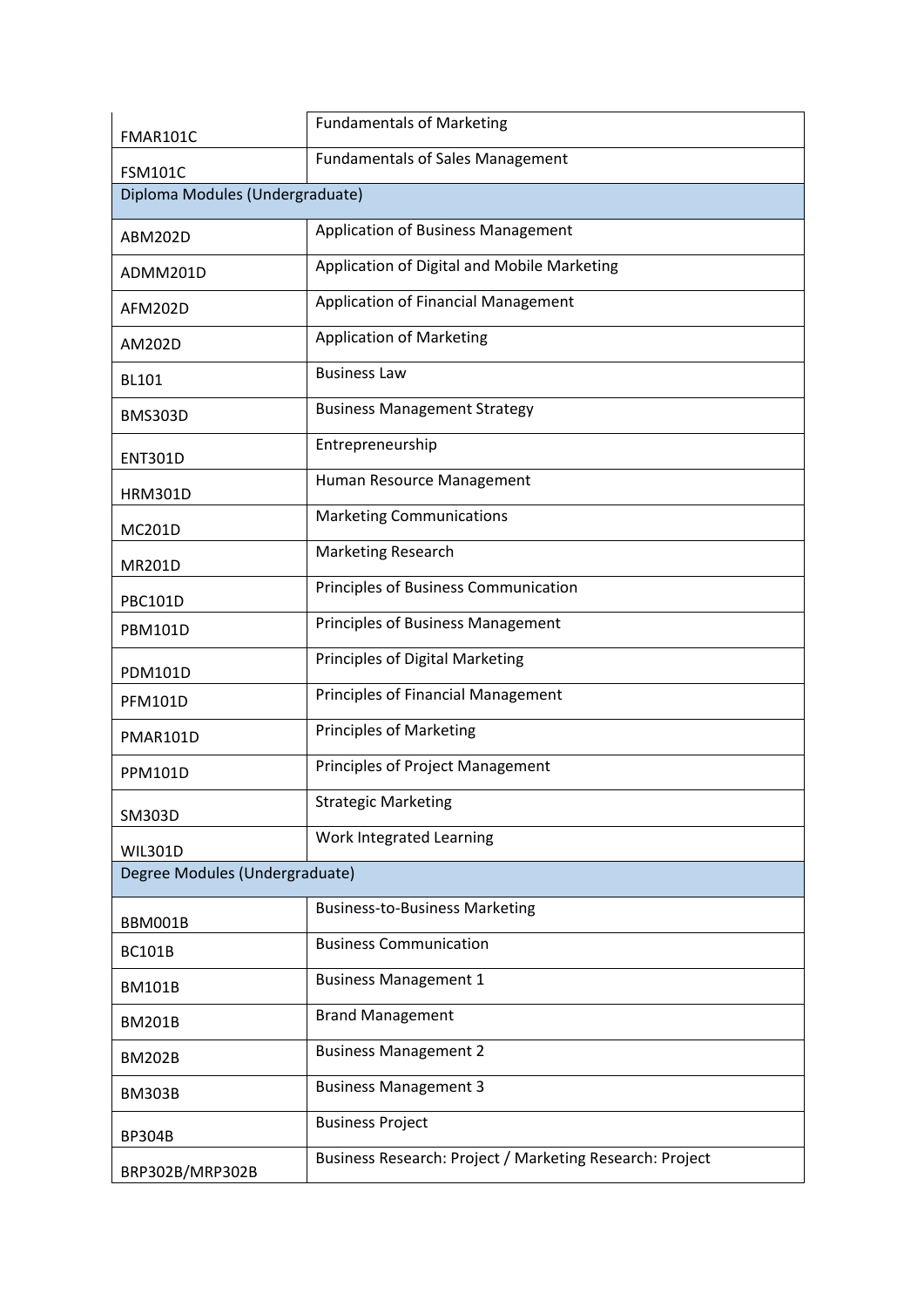| | |
|---|---|
| FMAR101C | Fundamentals of Marketing |
| FSM101C | Fundamentals of Sales Management |
| Diploma Modules (Undergraduate) | |
| ABM202D | Application of Business Management |
| ADMM201D | Application of Digital and Mobile Marketing |
| AFM202D | Application of Financial Management |
| AM202D | Application of Marketing |
| BL101 | Business Law |
| BMS303D | Business Management Strategy |
| ENT301D | Entrepreneurship |
| HRM301D | Human Resource Management |
| MC201D | Marketing Communications |
| MR201D | Marketing Research |
| PBC101D | Principles of Business Communication |
| PBM101D | Principles of Business Management |
| PDM101D | Principles of Digital Marketing |
| PFM101D | Principles of Financial Management |
| PMAR101D | Principles of Marketing |
| PPM101D | Principles of Project Management |
| SM303D | Strategic Marketing |
| WIL301D | Work Integrated Learning |
| Degree Modules (Undergraduate) | |
| BBM001B | Business-to-Business Marketing |
| BC101B | Business Communication |
| BM101B | Business Management 1 |
| BM201B | Brand Management |
| BM202B | Business Management 2 |
| BM303B | Business Management 3 |
| BP304B | Business Project |
| BRP302B/MRP302B | Business Research: Project / Marketing Research: Project |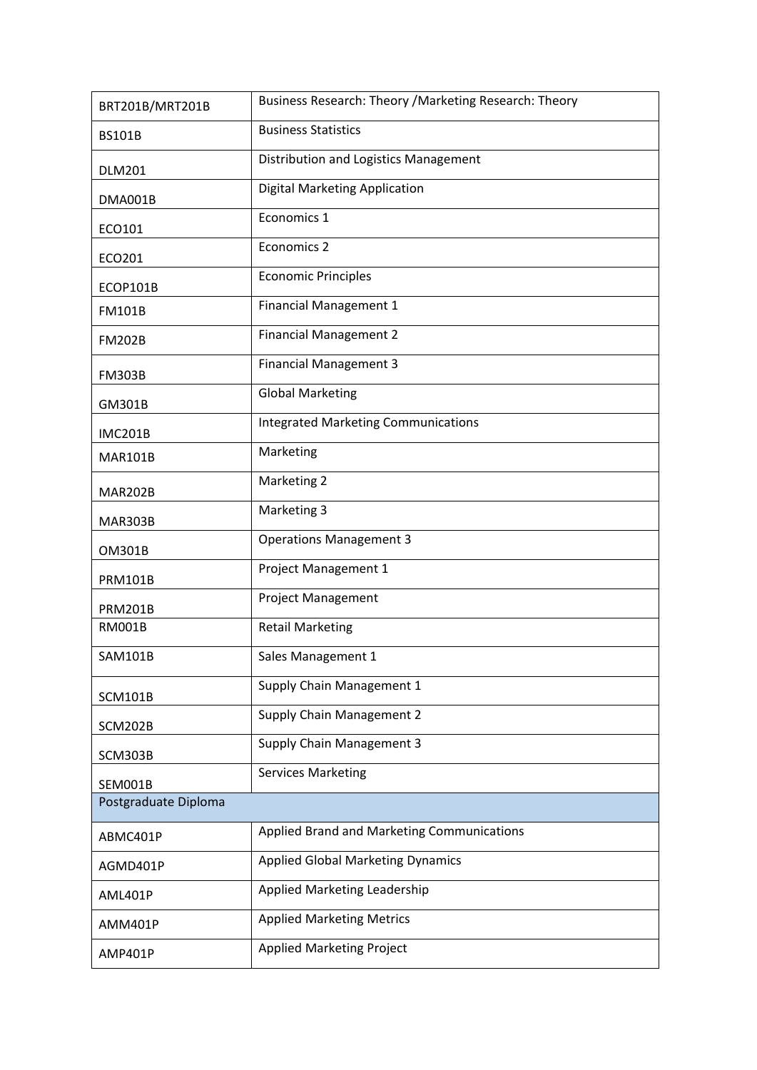| | |
|---|---|
| BRT201B/MRT201B | Business Research: Theory /Marketing Research: Theory |
| BS101B | Business Statistics |
| DLM201 | Distribution and Logistics Management |
| DMA001B | Digital Marketing Application |
| ECO101 | Economics 1 |
| ECO201 | Economics 2 |
| ECOP101B | Economic Principles |
| FM101B | Financial Management 1 |
| FM202B | Financial Management 2 |
| FM303B | Financial Management 3 |
| GM301B | Global Marketing |
| IMC201B | Integrated Marketing Communications |
| MAR101B | Marketing |
| MAR202B | Marketing 2 |
| MAR303B | Marketing 3 |
| OM301B | Operations Management 3 |
| PRM101B | Project Management 1 |
| PRM201B | Project Management |
| RM001B | Retail Marketing |
| SAM101B | Sales Management 1 |
| SCM101B | Supply Chain Management 1 |
| SCM202B | Supply Chain Management 2 |
| SCM303B | Supply Chain Management 3 |
| SEM001B | Services Marketing |
| Postgraduate Diploma | |
| ABMC401P | Applied Brand and Marketing Communications |
| AGMD401P | Applied Global Marketing Dynamics |
| AML401P | Applied Marketing Leadership |
| AMM401P | Applied Marketing Metrics |
| AMP401P | Applied Marketing Project |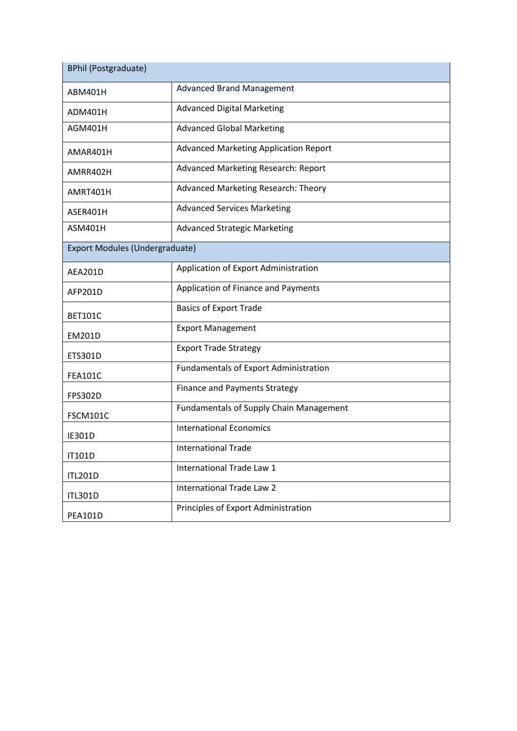| | |
|---|---|
| BPhil (Postgraduate) | |
| ABM401H | Advanced Brand Management |
| ADM401H | Advanced Digital Marketing |
| AGM401H | Advanced Global Marketing |
| AMAR401H | Advanced Marketing Application Report |
| AMRR402H | Advanced Marketing Research: Report |
| AMRT401H | Advanced Marketing Research: Theory |
| ASER401H | Advanced Services Marketing |
| ASM401H | Advanced Strategic Marketing |
| Export Modules (Undergraduate) | |
| AEA201D | Application of Export Administration |
| AFP201D | Application of Finance and Payments |
| BET101C | Basics of Export Trade |
| EM201D | Export Management |
| ETS301D | Export Trade Strategy |
| FEA101C | Fundamentals of Export Administration |
| FPS302D | Finance and Payments Strategy |
| FSCM101C | Fundamentals of Supply Chain Management |
| IE301D | International Economics |
| IT101D | International Trade |
| ITL201D | International Trade Law 1 |
| ITL301D | International Trade Law 2 |
| PEA101D | Principles of Export Administration |